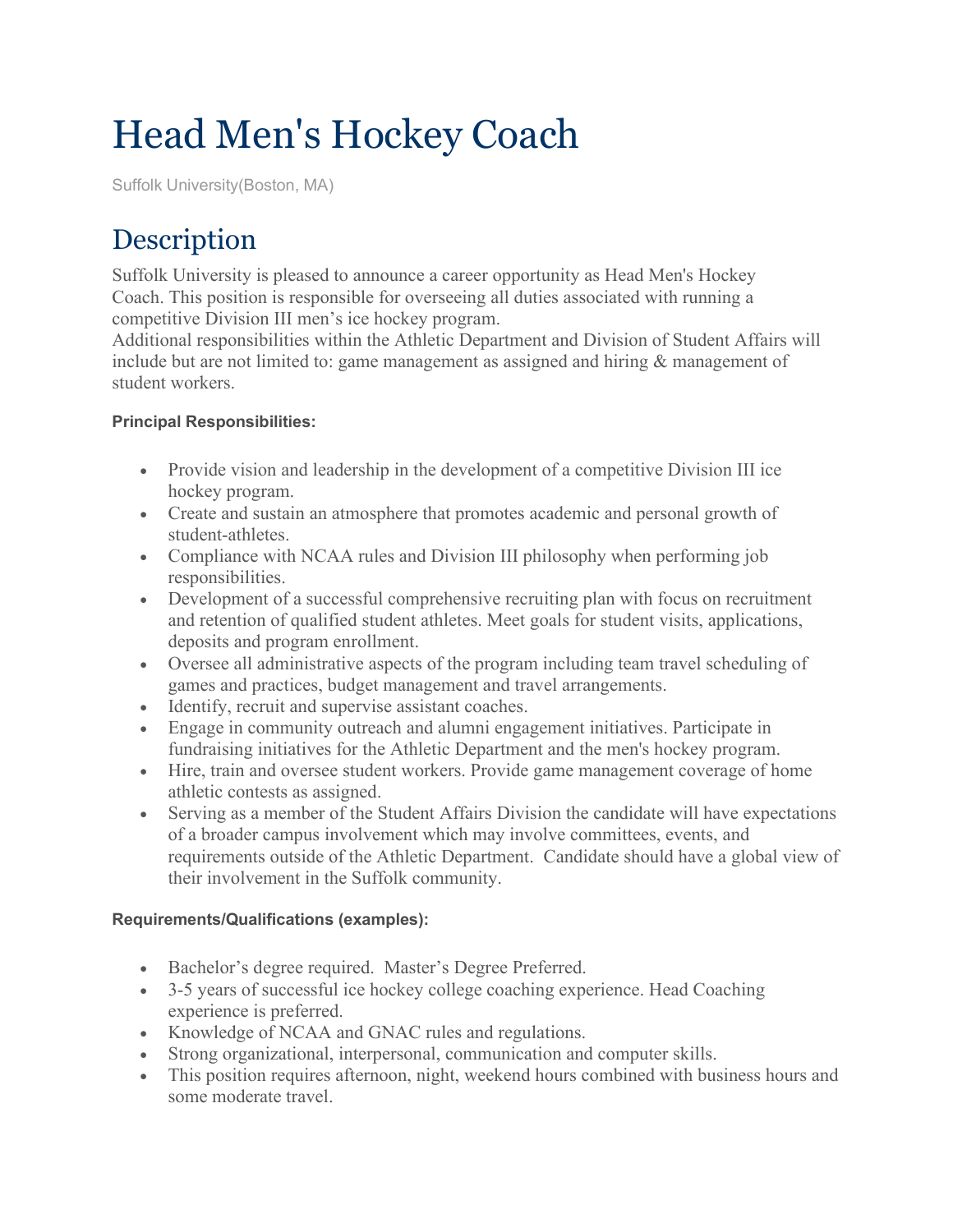# Head Men's Hockey Coach

Suffolk University(Boston, MA)

## Description

Suffolk University is pleased to announce a career opportunity as Head Men's Hockey Coach. This position is responsible for overseeing all duties associated with running a competitive Division III men's ice hockey program.
Additional responsibilities within the Athletic Department and Division of Student Affairs will include but are not limited to: game management as assigned and hiring & management of student workers.

**Principal Responsibilities:**

- Provide vision and leadership in the development of a competitive Division III ice hockey program.
- Create and sustain an atmosphere that promotes academic and personal growth of student-athletes.
- Compliance with NCAA rules and Division III philosophy when performing job responsibilities.
- Development of a successful comprehensive recruiting plan with focus on recruitment and retention of qualified student athletes. Meet goals for student visits, applications, deposits and program enrollment.
- Oversee all administrative aspects of the program including team travel scheduling of games and practices, budget management and travel arrangements.
- Identify, recruit and supervise assistant coaches.
- Engage in community outreach and alumni engagement initiatives. Participate in fundraising initiatives for the Athletic Department and the men's hockey program.
- Hire, train and oversee student workers. Provide game management coverage of home athletic contests as assigned.
- Serving as a member of the Student Affairs Division the candidate will have expectations of a broader campus involvement which may involve committees, events, and requirements outside of the Athletic Department. Candidate should have a global view of their involvement in the Suffolk community.

**Requirements/Qualifications (examples):**

- Bachelor's degree required. Master's Degree Preferred.
- 3-5 years of successful ice hockey college coaching experience. Head Coaching experience is preferred.
- Knowledge of NCAA and GNAC rules and regulations.
- Strong organizational, interpersonal, communication and computer skills.
- This position requires afternoon, night, weekend hours combined with business hours and some moderate travel.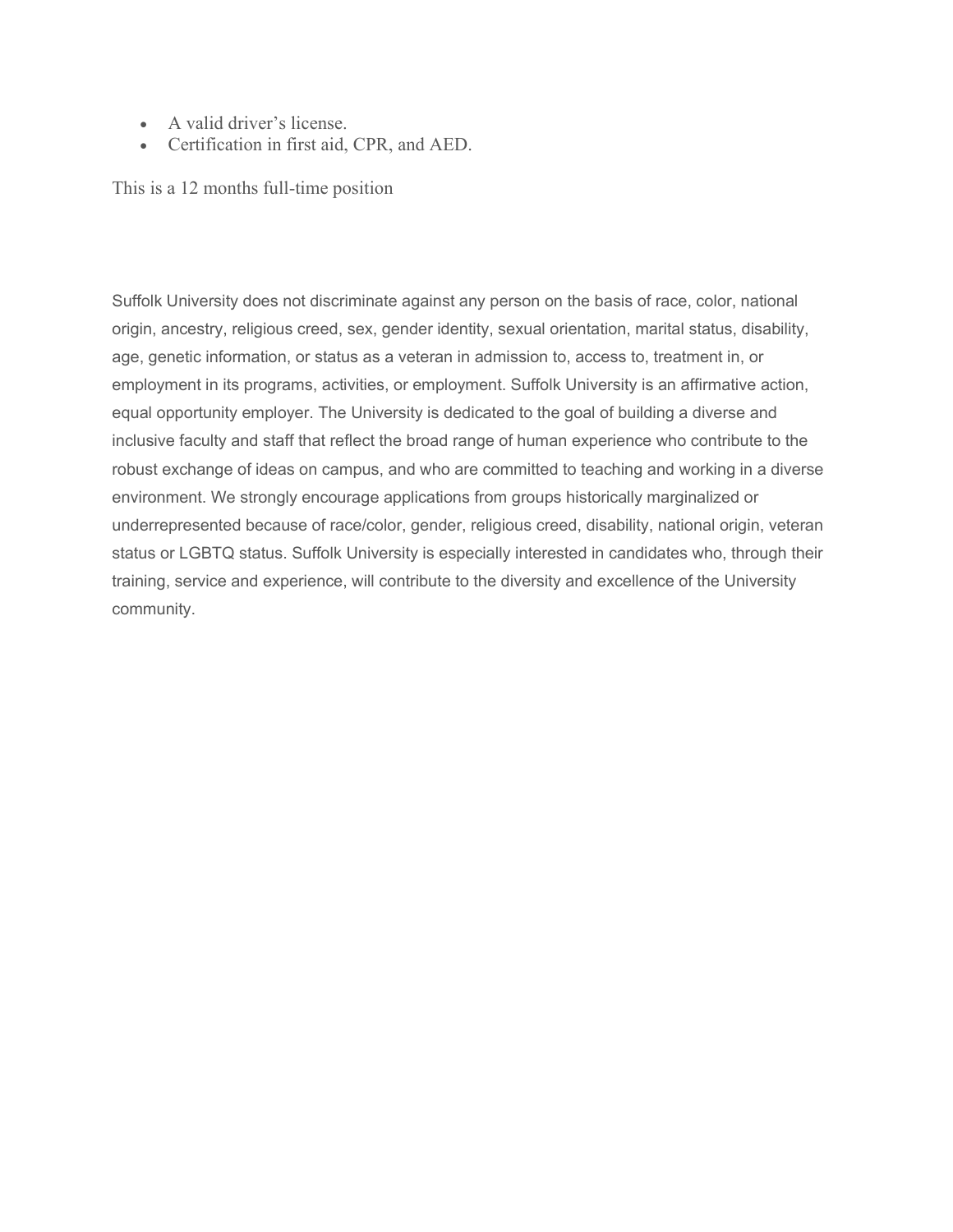- A valid driver's license.
- Certification in first aid, CPR, and AED.

This is a 12 months full-time position

Suffolk University does not discriminate against any person on the basis of race, color, national origin, ancestry, religious creed, sex, gender identity, sexual orientation, marital status, disability, age, genetic information, or status as a veteran in admission to, access to, treatment in, or employment in its programs, activities, or employment. Suffolk University is an affirmative action, equal opportunity employer. The University is dedicated to the goal of building a diverse and inclusive faculty and staff that reflect the broad range of human experience who contribute to the robust exchange of ideas on campus, and who are committed to teaching and working in a diverse environment. We strongly encourage applications from groups historically marginalized or underrepresented because of race/color, gender, religious creed, disability, national origin, veteran status or LGBTQ status. Suffolk University is especially interested in candidates who, through their training, service and experience, will contribute to the diversity and excellence of the University community.